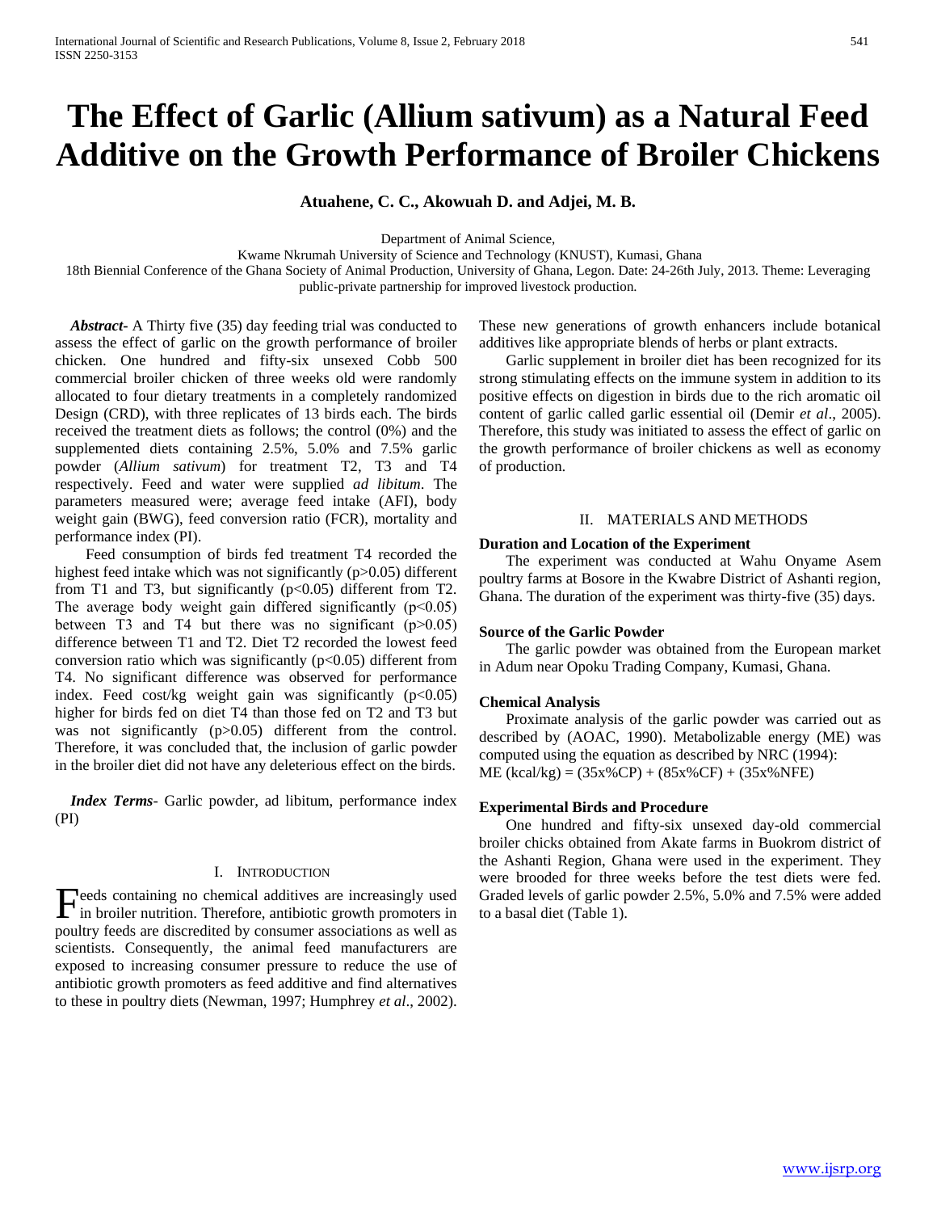# The Effect of Garlic (Allium sativum) as a Natural Feed Additive on the Growth Performance of Broiler Chickens

**Atuahene, C. C., Akowuah D. and Adjei, M. B.**

Department of Animal Science,
Kwame Nkrumah University of Science and Technology (KNUST), Kumasi, Ghana
18th Biennial Conference of the Ghana Society of Animal Production, University of Ghana, Legon. Date: 24-26th July, 2013. Theme: Leveraging public-private partnership for improved livestock production.

***Abstract***- A Thirty five (35) day feeding trial was conducted to assess the effect of garlic on the growth performance of broiler chicken. One hundred and fifty-six unsexed Cobb 500 commercial broiler chicken of three weeks old were randomly allocated to four dietary treatments in a completely randomized Design (CRD), with three replicates of 13 birds each. The birds received the treatment diets as follows; the control (0%) and the supplemented diets containing 2.5%, 5.0% and 7.5% garlic powder (*Allium sativum*) for treatment T2, T3 and T4 respectively. Feed and water were supplied *ad libitum*. The parameters measured were; average feed intake (AFI), body weight gain (BWG), feed conversion ratio (FCR), mortality and performance index (PI).

Feed consumption of birds fed treatment T4 recorded the highest feed intake which was not significantly ($p>0.05$) different from T1 and T3, but significantly ($p<0.05$) different from T2. The average body weight gain differed significantly ($p<0.05$) between T3 and T4 but there was no significant ($p>0.05$) difference between T1 and T2. Diet T2 recorded the lowest feed conversion ratio which was significantly ($p<0.05$) different from T4. No significant difference was observed for performance index. Feed cost/kg weight gain was significantly ($p<0.05$) higher for birds fed on diet T4 than those fed on T2 and T3 but was not significantly ($p>0.05$) different from the control. Therefore, it was concluded that, the inclusion of garlic powder in the broiler diet did not have any deleterious effect on the birds.

***Index Terms***- Garlic powder, ad libitum, performance index (PI)

## I. Introduction

Feeds containing no chemical additives are increasingly used in broiler nutrition. Therefore, antibiotic growth promoters in poultry feeds are discredited by consumer associations as well as scientists. Consequently, the animal feed manufacturers are exposed to increasing consumer pressure to reduce the use of antibiotic growth promoters as feed additive and find alternatives to these in poultry diets (Newman, 1997; Humphrey *et al*., 2002). These new generations of growth enhancers include botanical additives like appropriate blends of herbs or plant extracts.

Garlic supplement in broiler diet has been recognized for its strong stimulating effects on the immune system in addition to its positive effects on digestion in birds due to the rich aromatic oil content of garlic called garlic essential oil (Demir *et al*., 2005). Therefore, this study was initiated to assess the effect of garlic on the growth performance of broiler chickens as well as economy of production.

## II. Materials and Methods

### Duration and Location of the Experiment

The experiment was conducted at Wahu Onyame Asem poultry farms at Bosore in the Kwabre District of Ashanti region, Ghana. The duration of the experiment was thirty-five (35) days.

### Source of the Garlic Powder

The garlic powder was obtained from the European market in Adum near Opoku Trading Company, Kumasi, Ghana.

### Chemical Analysis

Proximate analysis of the garlic powder was carried out as described by (AOAC, 1990). Metabolizable energy (ME) was computed using the equation as described by NRC (1994):

$$ME\ (kcal/kg) = (35 \times \%CP) + (85 \times \%CF) + (35 \times \%NFE)$$

### Experimental Birds and Procedure

One hundred and fifty-six unsexed day-old commercial broiler chicks obtained from Akate farms in Buokrom district of the Ashanti Region, Ghana were used in the experiment. They were brooded for three weeks before the test diets were fed. Graded levels of garlic powder 2.5%, 5.0% and 7.5% were added to a basal diet (Table 1).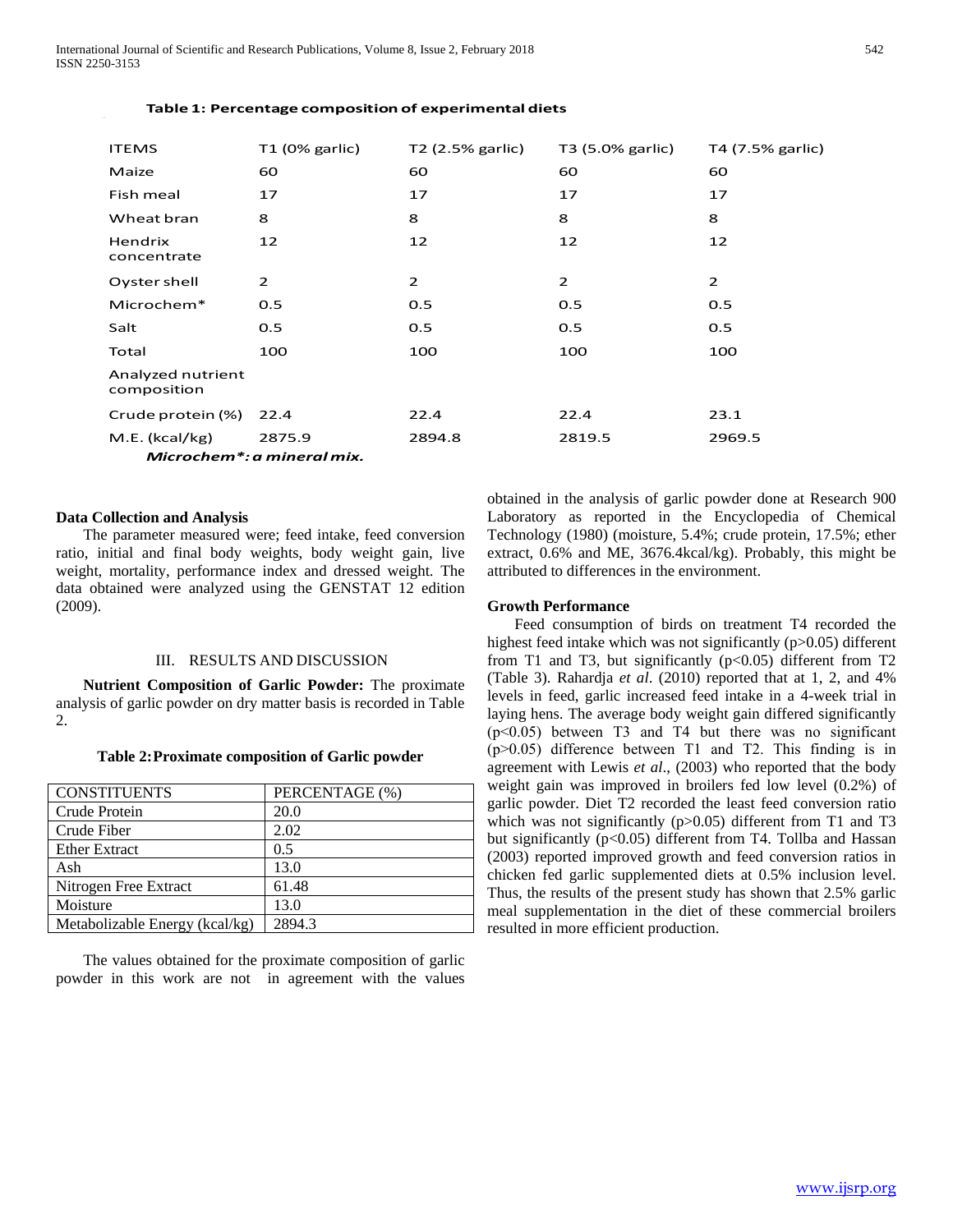**Table 1: Percentage composition of experimental diets**

| ITEMS | T1 (0% garlic) | T2 (2.5% garlic) | T3 (5.0% garlic) | T4 (7.5% garlic) |
|---|---|---|---|---|
| Maize | 60 | 60 | 60 | 60 |
| Fish meal | 17 | 17 | 17 | 17 |
| Wheat bran | 8 | 8 | 8 | 8 |
| Hendrix concentrate | 12 | 12 | 12 | 12 |
| Oyster shell | 2 | 2 | 2 | 2 |
| Microchem* | 0.5 | 0.5 | 0.5 | 0.5 |
| Salt | 0.5 | 0.5 | 0.5 | 0.5 |
| Total | 100 | 100 | 100 | 100 |
| Analyzed nutrient composition | | | | |
| Crude protein (%) | 22.4 | 22.4 | 22.4 | 23.1 |
| M.E. (kcal/kg) | 2875.9 | 2894.8 | 2819.5 | 2969.5 |

***Microchem*: a mineral mix.***

**Data Collection and Analysis**

The parameter measured were; feed intake, feed conversion ratio, initial and final body weights, body weight gain, live weight, mortality, performance index and dressed weight. The data obtained were analyzed using the GENSTAT 12 edition (2009).

## III. RESULTS AND DISCUSSION

**Nutrient Composition of Garlic Powder:** The proximate analysis of garlic powder on dry matter basis is recorded in Table 2.

**Table 2: Proximate composition of Garlic powder**

| CONSTITUENTS | PERCENTAGE (%) |
|---|---|
| Crude Protein | 20.0 |
| Crude Fiber | 2.02 |
| Ether Extract | 0.5 |
| Ash | 13.0 |
| Nitrogen Free Extract | 61.48 |
| Moisture | 13.0 |
| Metabolizable Energy (kcal/kg) | 2894.3 |

The values obtained for the proximate composition of garlic powder in this work are not in agreement with the values obtained in the analysis of garlic powder done at Research 900 Laboratory as reported in the Encyclopedia of Chemical Technology (1980) (moisture, 5.4%; crude protein, 17.5%; ether extract, 0.6% and ME, 3676.4kcal/kg). Probably, this might be attributed to differences in the environment.

**Growth Performance**

Feed consumption of birds on treatment T4 recorded the highest feed intake which was not significantly ($p>0.05$) different from T1 and T3, but significantly ($p<0.05$) different from T2 (Table 3). Rahardja *et al*. (2010) reported that at 1, 2, and 4% levels in feed, garlic increased feed intake in a 4-week trial in laying hens. The average body weight gain differed significantly ($p<0.05$) between T3 and T4 but there was no significant ($p>0.05$) difference between T1 and T2. This finding is in agreement with Lewis *et al*., (2003) who reported that the body weight gain was improved in broilers fed low level (0.2%) of garlic powder. Diet T2 recorded the least feed conversion ratio which was not significantly ($p>0.05$) different from T1 and T3 but significantly ($p<0.05$) different from T4. Tollba and Hassan (2003) reported improved growth and feed conversion ratios in chicken fed garlic supplemented diets at 0.5% inclusion level. Thus, the results of the present study has shown that 2.5% garlic meal supplementation in the diet of these commercial broilers resulted in more efficient production.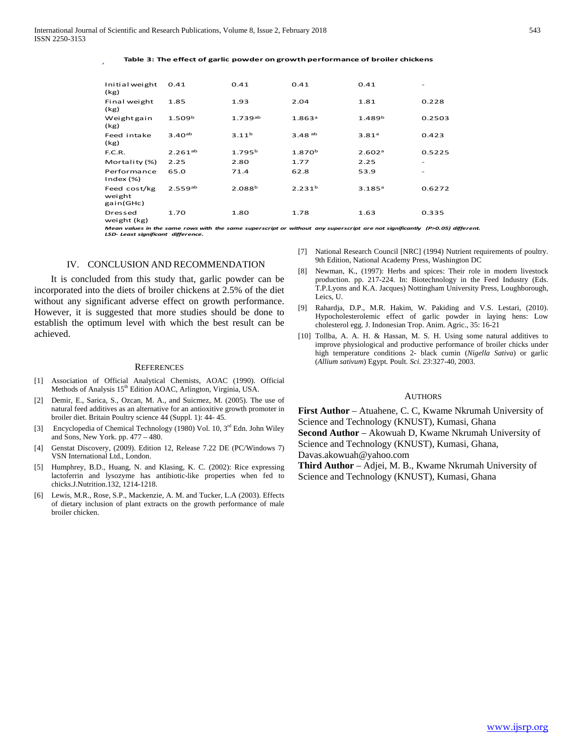**Table 3: The effect of garlic powder on growth performance of broiler chickens**

| | | | | | |
|---|---|---|---|---|---|
| Initial weight (kg) | 0.41 | 0.41 | 0.41 | 0.41 | - |
| Final weight (kg) | 1.85 | 1.93 | 2.04 | 1.81 | 0.228 |
| Weight gain (kg) | 1.509[b] | 1.739[ab] | 1.863[a] | 1.489[b] | 0.2503 |
| Feed intake (kg) | 3.40[ab] | 3.11[b] | 3.48[ab] | 3.81[a] | 0.423 |
| F.C.R. | 2.261[ab] | 1.795[b] | 1.870[b] | 2.602[a] | 0.5225 |
| Mortality (%) | 2.25 | 2.80 | 1.77 | 2.25 | - |
| Performance Index (%) | 65.0 | 71.4 | 62.8 | 53.9 | - |
| Feed cost/kg weight gain(GHc) | 2.559[ab] | 2.088[b] | 2.231[b] | 3.185[a] | 0.6272 |
| Dressed weight (kg) | 1.70 | 1.80 | 1.78 | 1.63 | 0.335 |

*Mean values in the same rows with the same superscript or without any superscript are not significantly (P>0.05) different.*
*LSD- Least significant difference.*

## IV. CONCLUSION AND RECOMMENDATION

It is concluded from this study that, garlic powder can be incorporated into the diets of broiler chickens at 2.5% of the diet without any significant adverse effect on growth performance. However, it is suggested that more studies should be done to establish the optimum level with which the best result can be achieved.

## REFERENCES

[1] Association of Official Analytical Chemists, AOAC (1990). Official Methods of Analysis 15th Edition AOAC, Arlington, Virginia, USA.

[2] Demir, E., Sarica, S., Ozcan, M. A., and Suicmez, M. (2005). The use of natural feed additives as an alternative for an antioxitive growth promoter in broiler diet. Britain Poultry science 44 (Suppl. 1): 44- 45.

[3] Encyclopedia of Chemical Technology (1980) Vol. 10, 3rd Edn. John Wiley and Sons, New York. pp. 477 – 480.

[4] Genstat Discovery, (2009). Edition 12, Release 7.22 DE (PC/Windows 7) VSN International Ltd., London.

[5] Humphrey, B.D., Huang, N. and Klasing, K. C. (2002): Rice expressing lactoferrin and lysozyme has antibiotic-like properties when fed to chicks.J.Nutrition.132, 1214-1218.

[6] Lewis, M.R., Rose, S.P., Mackenzie, A. M. and Tucker, L.A (2003). Effects of dietary inclusion of plant extracts on the growth performance of male broiler chicken.

[7] National Research Council [NRC] (1994) Nutrient requirements of poultry. 9th Edition, National Academy Press, Washington DC

[8] Newman, K., (1997): Herbs and spices: Their role in modern livestock production. pp. 217-224. In: Biotechnology in the Feed Industry (Eds. T.P.Lyons and K.A. Jacques) Nottingham University Press, Loughborough, Leics, U.

[9] Rahardja, D.P., M.R. Hakim, W. Pakiding and V.S. Lestari, (2010). Hypocholesterolemic effect of garlic powder in laying hens: Low cholesterol egg. J. Indonesian Trop. Anim. Agric., 35: 16-21

[10] Tollba, A. A. H. & Hassan, M. S. H. Using some natural additives to improve physiological and productive performance of broiler chicks under high temperature conditions 2- black cumin (*Nigella Sativa*) or garlic (*Allium sativum*) Egypt. Poult. *Sci. 23*:327-40, 2003.

## AUTHORS

**First Author** – Atuahene, C. C, Kwame Nkrumah University of Science and Technology (KNUST), Kumasi, Ghana

**Second Author** – Akowuah D, Kwame Nkrumah University of Science and Technology (KNUST), Kumasi, Ghana, Davas.akowuah@yahoo.com

**Third Author** – Adjei, M. B., Kwame Nkrumah University of Science and Technology (KNUST), Kumasi, Ghana